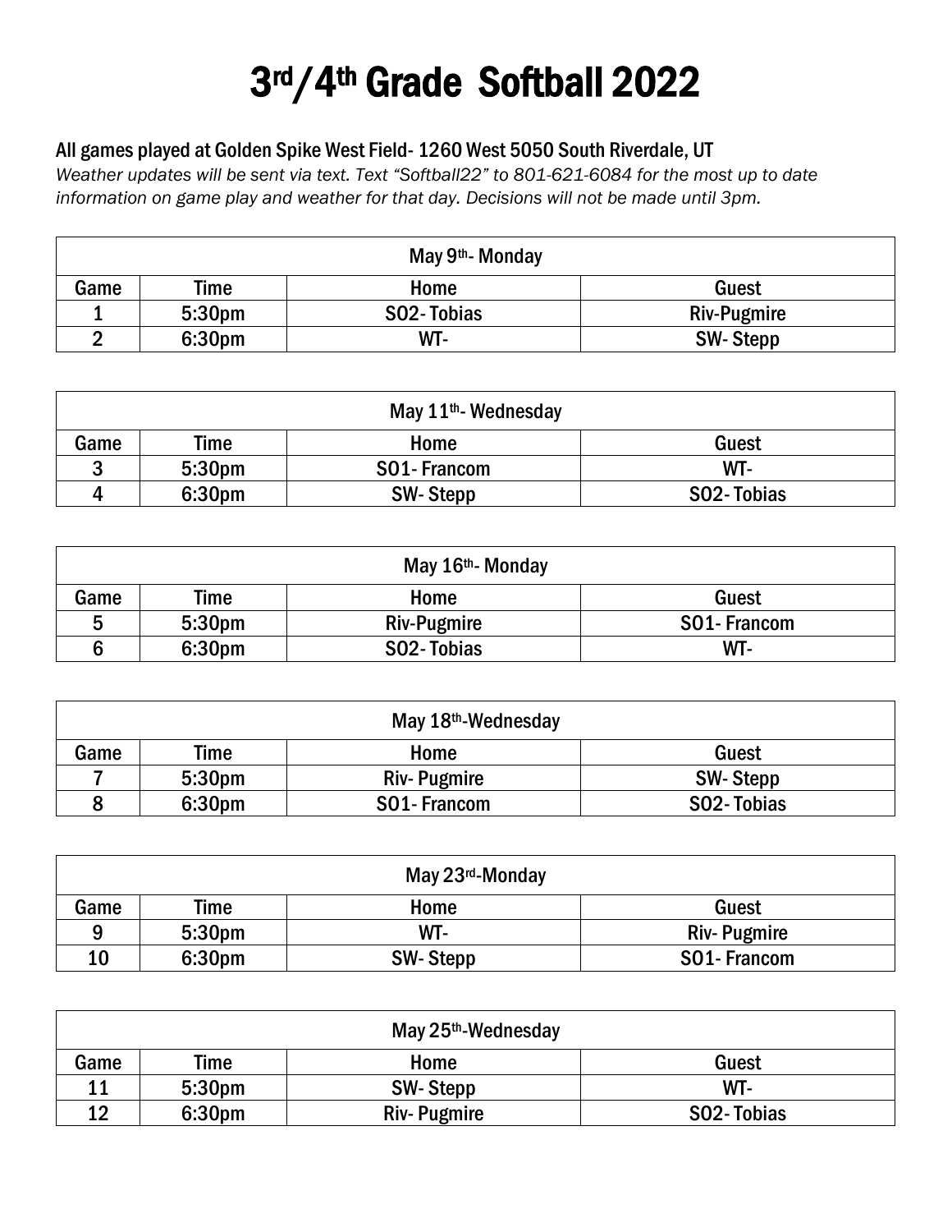# 3rd/4th Grade Softball 2022

**All games played at Golden Spike West Field- 1260 West 5050 South Riverdale, UT**

*Weather updates will be sent via text. Text "Softball22" to 801-621-6084 for the most up to date information on game play and weather for that day. Decisions will not be made until 3pm.*

| May 9th- Monday | | | |
|---|---|---|---|
| Game | Time | Home | Guest |
| 1 | 5:30pm | SO2- Tobias | Riv-Pugmire |
| 2 | 6:30pm | WT- | SW- Stepp |

| May 11th- Wednesday | | | |
|---|---|---|---|
| Game | Time | Home | Guest |
| 3 | 5:30pm | SO1- Francom | WT- |
| 4 | 6:30pm | SW- Stepp | SO2- Tobias |

| May 16th- Monday | | | |
|---|---|---|---|
| Game | Time | Home | Guest |
| 5 | 5:30pm | Riv-Pugmire | SO1- Francom |
| 6 | 6:30pm | SO2- Tobias | WT- |

| May 18th-Wednesday | | | |
|---|---|---|---|
| Game | Time | Home | Guest |
| 7 | 5:30pm | Riv- Pugmire | SW- Stepp |
| 8 | 6:30pm | SO1- Francom | SO2- Tobias |

| May 23rd-Monday | | | |
|---|---|---|---|
| Game | Time | Home | Guest |
| 9 | 5:30pm | WT- | Riv- Pugmire |
| 10 | 6:30pm | SW- Stepp | SO1- Francom |

| May 25th-Wednesday | | | |
|---|---|---|---|
| Game | Time | Home | Guest |
| 11 | 5:30pm | SW- Stepp | WT- |
| 12 | 6:30pm | Riv- Pugmire | SO2- Tobias |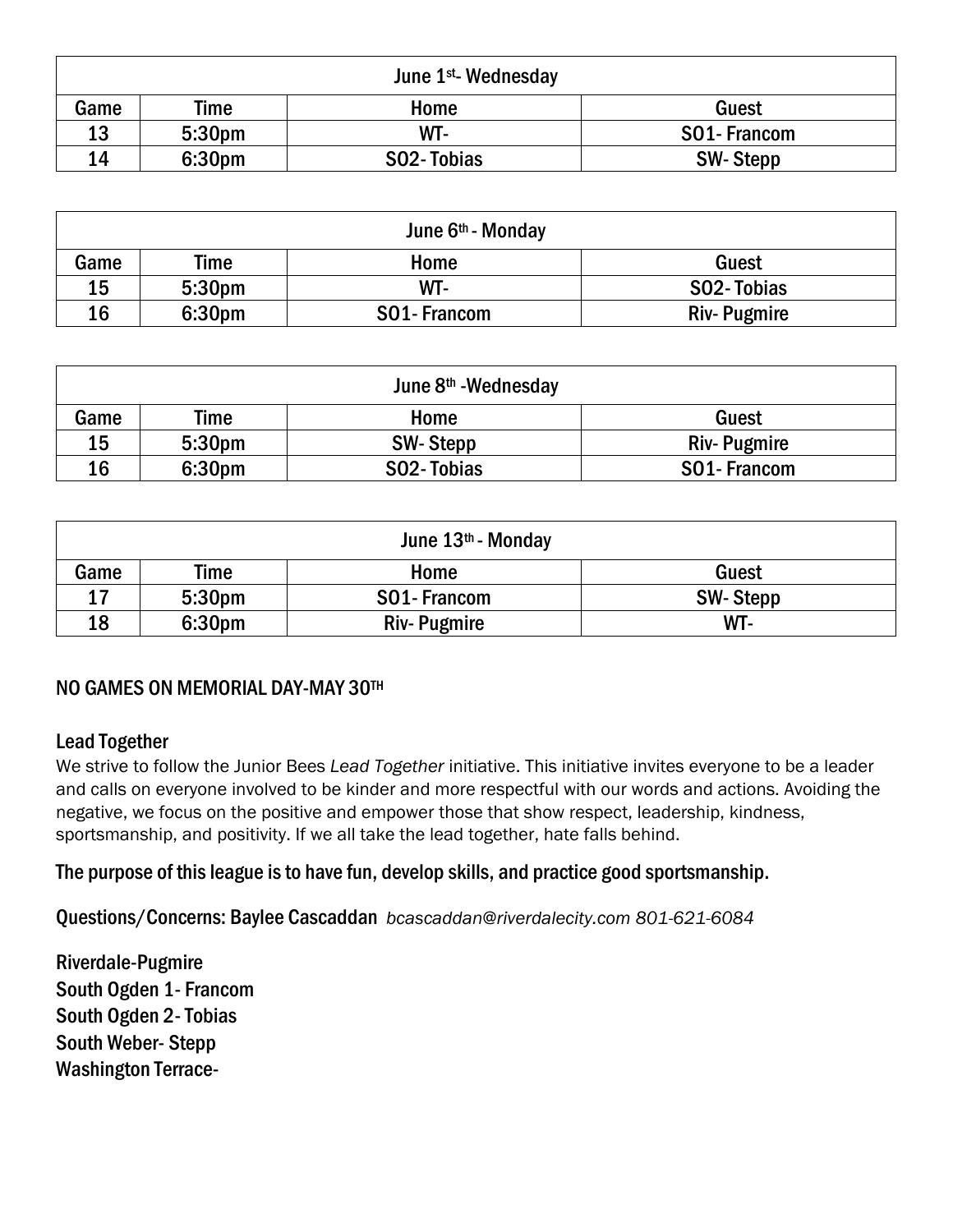| June 1st- Wednesday | | | |
|---|---|---|---|
| Game | Time | Home | Guest |
| 13 | 5:30pm | WT- | SO1- Francom |
| 14 | 6:30pm | SO2- Tobias | SW- Stepp |

| June 6th - Monday | | | |
|---|---|---|---|
| Game | Time | Home | Guest |
| 15 | 5:30pm | WT- | SO2- Tobias |
| 16 | 6:30pm | SO1- Francom | Riv- Pugmire |

| June 8th -Wednesday | | | |
|---|---|---|---|
| Game | Time | Home | Guest |
| 15 | 5:30pm | SW- Stepp | Riv- Pugmire |
| 16 | 6:30pm | SO2- Tobias | SO1- Francom |

| June 13th - Monday | | | |
|---|---|---|---|
| Game | Time | Home | Guest |
| 17 | 5:30pm | SO1- Francom | SW- Stepp |
| 18 | 6:30pm | Riv- Pugmire | WT- |

NO GAMES ON MEMORIAL DAY-MAY 30TH

## Lead Together

We strive to follow the Junior Bees *Lead Together* initiative. This initiative invites everyone to be a leader and calls on everyone involved to be kinder and more respectful with our words and actions. Avoiding the negative, we focus on the positive and empower those that show respect, leadership, kindness, sportsmanship, and positivity. If we all take the lead together, hate falls behind.

**The purpose of this league is to have fun, develop skills, and practice good sportsmanship.**

**Questions/Concerns: Baylee Cascaddan** *bcascaddan@riverdalecity.com 801-621-6084*

**Riverdale-Pugmire**
**South Ogden 1- Francom**
**South Ogden 2- Tobias**
**South Weber- Stepp**
**Washington Terrace-**